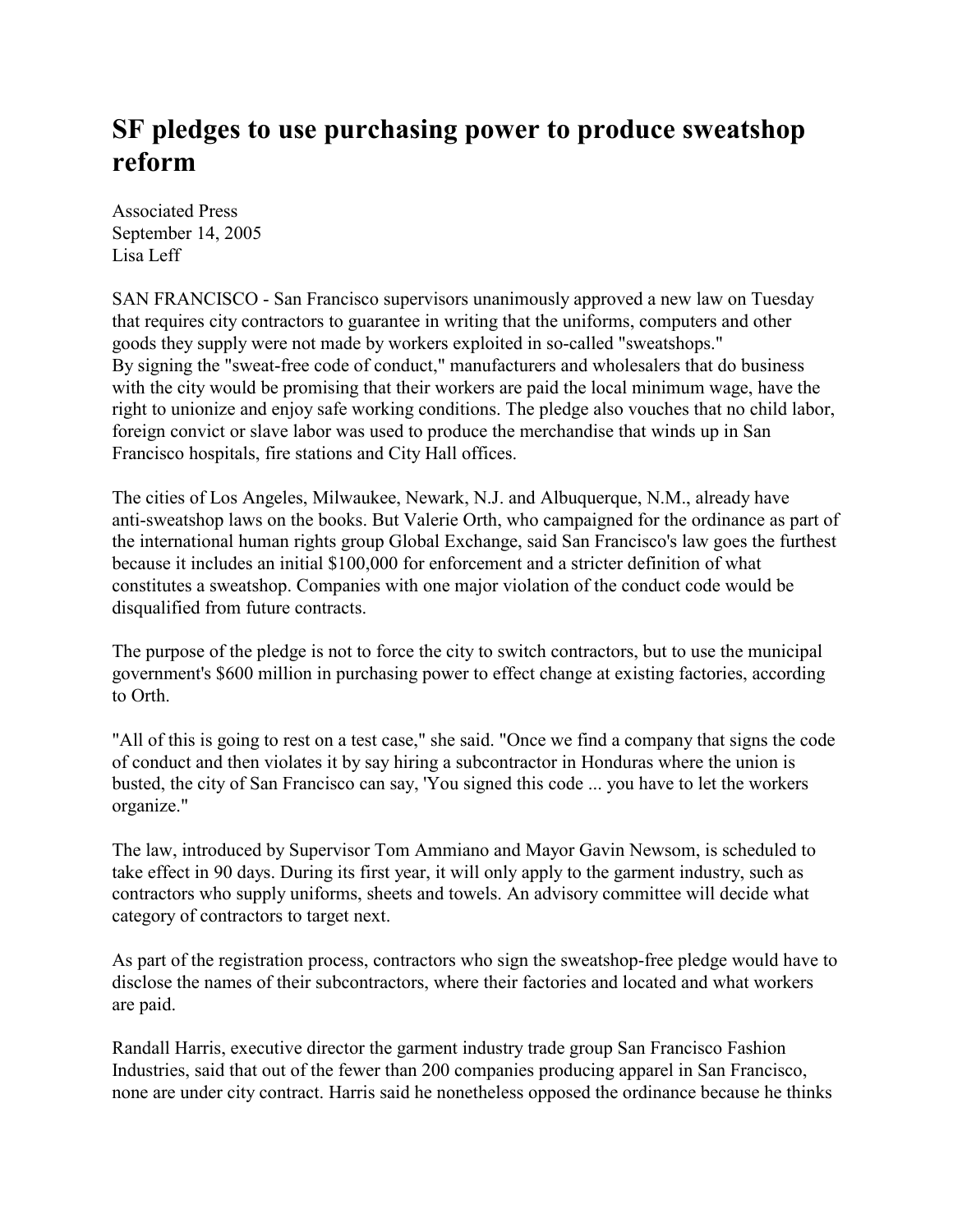# SF pledges to use purchasing power to produce sweatshop reform

Associated Press
September 14, 2005
Lisa Leff

SAN FRANCISCO - San Francisco supervisors unanimously approved a new law on Tuesday that requires city contractors to guarantee in writing that the uniforms, computers and other goods they supply were not made by workers exploited in so-called "sweatshops."
By signing the "sweat-free code of conduct," manufacturers and wholesalers that do business with the city would be promising that their workers are paid the local minimum wage, have the right to unionize and enjoy safe working conditions. The pledge also vouches that no child labor, foreign convict or slave labor was used to produce the merchandise that winds up in San Francisco hospitals, fire stations and City Hall offices.

The cities of Los Angeles, Milwaukee, Newark, N.J. and Albuquerque, N.M., already have anti-sweatshop laws on the books. But Valerie Orth, who campaigned for the ordinance as part of the international human rights group Global Exchange, said San Francisco's law goes the furthest because it includes an initial $100,000 for enforcement and a stricter definition of what constitutes a sweatshop. Companies with one major violation of the conduct code would be disqualified from future contracts.

The purpose of the pledge is not to force the city to switch contractors, but to use the municipal government's $600 million in purchasing power to effect change at existing factories, according to Orth.

"All of this is going to rest on a test case," she said. "Once we find a company that signs the code of conduct and then violates it by say hiring a subcontractor in Honduras where the union is busted, the city of San Francisco can say, 'You signed this code ... you have to let the workers organize."

The law, introduced by Supervisor Tom Ammiano and Mayor Gavin Newsom, is scheduled to take effect in 90 days. During its first year, it will only apply to the garment industry, such as contractors who supply uniforms, sheets and towels. An advisory committee will decide what category of contractors to target next.

As part of the registration process, contractors who sign the sweatshop-free pledge would have to disclose the names of their subcontractors, where their factories and located and what workers are paid.

Randall Harris, executive director the garment industry trade group San Francisco Fashion Industries, said that out of the fewer than 200 companies producing apparel in San Francisco, none are under city contract. Harris said he nonetheless opposed the ordinance because he thinks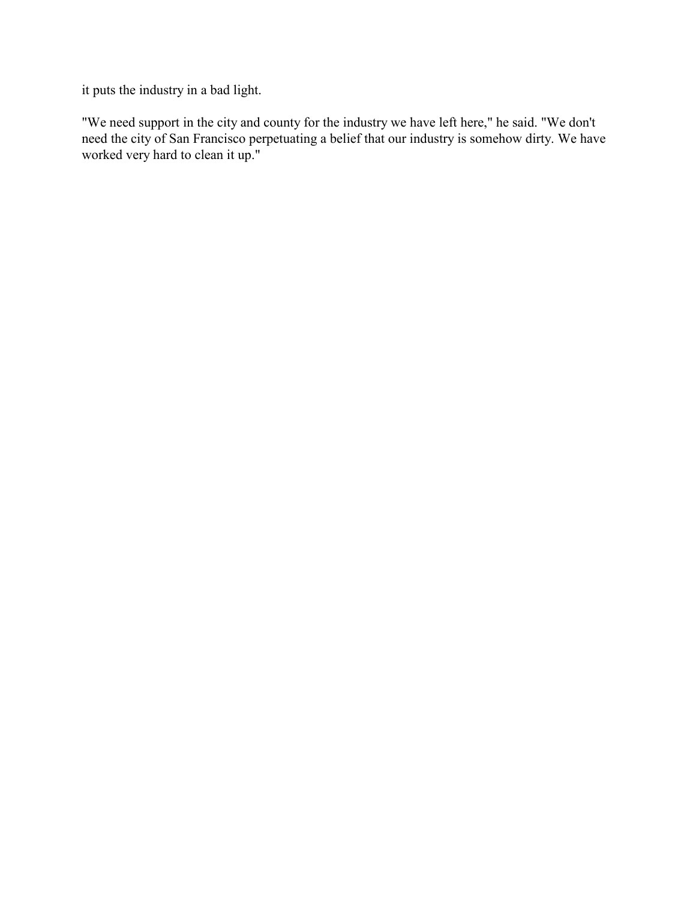it puts the industry in a bad light.

"We need support in the city and county for the industry we have left here," he said. "We don't need the city of San Francisco perpetuating a belief that our industry is somehow dirty. We have worked very hard to clean it up."